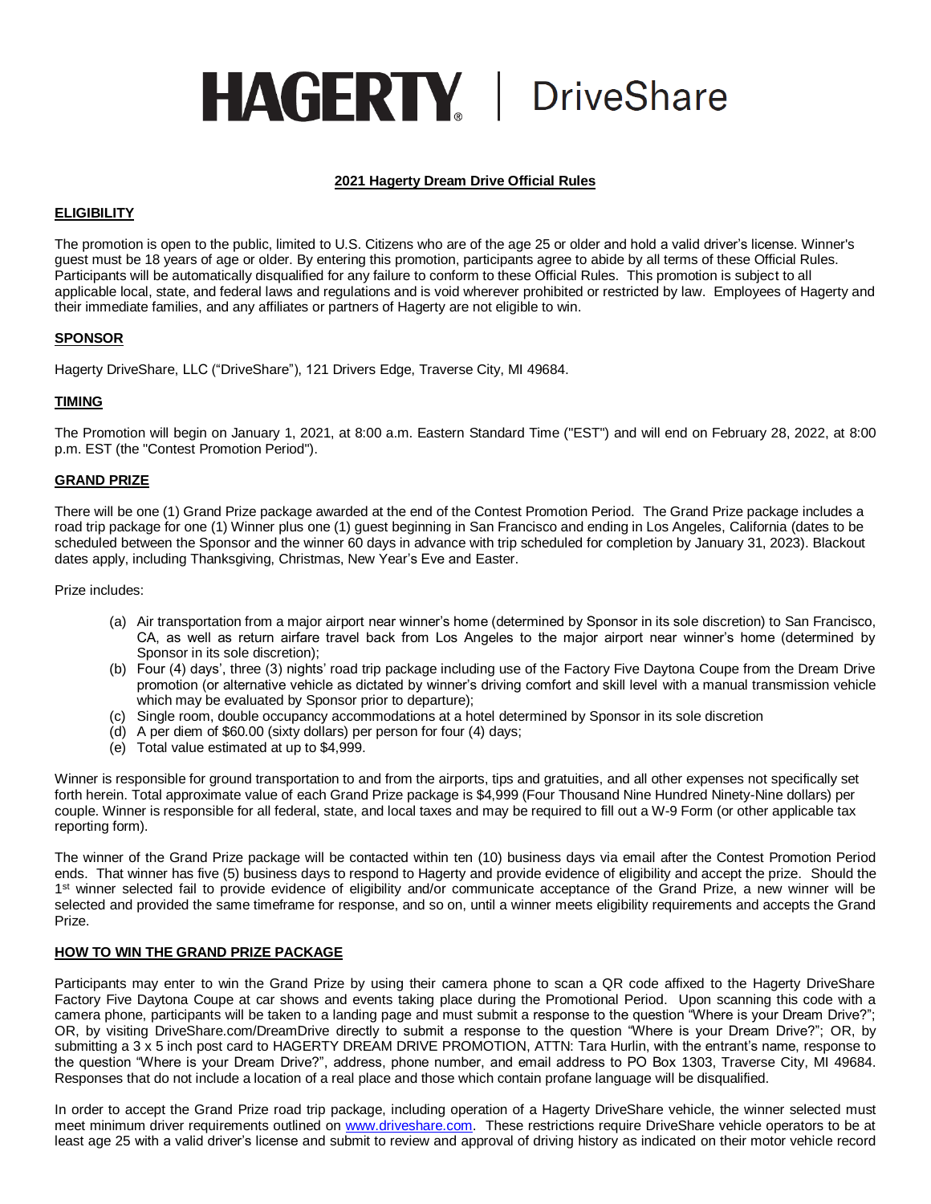# HAGERTY | DriveShare

## 2021 Hagerty Dream Drive Official Rules

### ELIGIBILITY

The promotion is open to the public, limited to U.S. Citizens who are of the age 25 or older and hold a valid driver's license. Winner's guest must be 18 years of age or older. By entering this promotion, participants agree to abide by all terms of these Official Rules. Participants will be automatically disqualified for any failure to conform to these Official Rules. This promotion is subject to all applicable local, state, and federal laws and regulations and is void wherever prohibited or restricted by law. Employees of Hagerty and their immediate families, and any affiliates or partners of Hagerty are not eligible to win.

### SPONSOR

Hagerty DriveShare, LLC ("DriveShare"), 121 Drivers Edge, Traverse City, MI 49684.

### TIMING

The Promotion will begin on January 1, 2021, at 8:00 a.m. Eastern Standard Time ("EST") and will end on February 28, 2022, at 8:00 p.m. EST (the "Contest Promotion Period").

### GRAND PRIZE

There will be one (1) Grand Prize package awarded at the end of the Contest Promotion Period. The Grand Prize package includes a road trip package for one (1) Winner plus one (1) guest beginning in San Francisco and ending in Los Angeles, California (dates to be scheduled between the Sponsor and the winner 60 days in advance with trip scheduled for completion by January 31, 2023). Blackout dates apply, including Thanksgiving, Christmas, New Year's Eve and Easter.

Prize includes:

(a) Air transportation from a major airport near winner's home (determined by Sponsor in its sole discretion) to San Francisco, CA, as well as return airfare travel back from Los Angeles to the major airport near winner's home (determined by Sponsor in its sole discretion);
(b) Four (4) days', three (3) nights' road trip package including use of the Factory Five Daytona Coupe from the Dream Drive promotion (or alternative vehicle as dictated by winner's driving comfort and skill level with a manual transmission vehicle which may be evaluated by Sponsor prior to departure);
(c) Single room, double occupancy accommodations at a hotel determined by Sponsor in its sole discretion
(d) A per diem of $60.00 (sixty dollars) per person for four (4) days;
(e) Total value estimated at up to $4,999.

Winner is responsible for ground transportation to and from the airports, tips and gratuities, and all other expenses not specifically set forth herein. Total approximate value of each Grand Prize package is $4,999 (Four Thousand Nine Hundred Ninety-Nine dollars) per couple. Winner is responsible for all federal, state, and local taxes and may be required to fill out a W-9 Form (or other applicable tax reporting form).

The winner of the Grand Prize package will be contacted within ten (10) business days via email after the Contest Promotion Period ends. That winner has five (5) business days to respond to Hagerty and provide evidence of eligibility and accept the prize. Should the 1st winner selected fail to provide evidence of eligibility and/or communicate acceptance of the Grand Prize, a new winner will be selected and provided the same timeframe for response, and so on, until a winner meets eligibility requirements and accepts the Grand Prize.

### HOW TO WIN THE GRAND PRIZE PACKAGE

Participants may enter to win the Grand Prize by using their camera phone to scan a QR code affixed to the Hagerty DriveShare Factory Five Daytona Coupe at car shows and events taking place during the Promotional Period. Upon scanning this code with a camera phone, participants will be taken to a landing page and must submit a response to the question "Where is your Dream Drive?"; OR, by visiting DriveShare.com/DreamDrive directly to submit a response to the question "Where is your Dream Drive?"; OR, by submitting a 3 x 5 inch post card to HAGERTY DREAM DRIVE PROMOTION, ATTN: Tara Hurlin, with the entrant's name, response to the question "Where is your Dream Drive?", address, phone number, and email address to PO Box 1303, Traverse City, MI 49684. Responses that do not include a location of a real place and those which contain profane language will be disqualified.

In order to accept the Grand Prize road trip package, including operation of a Hagerty DriveShare vehicle, the winner selected must meet minimum driver requirements outlined on www.driveshare.com. These restrictions require DriveShare vehicle operators to be at least age 25 with a valid driver's license and submit to review and approval of driving history as indicated on their motor vehicle record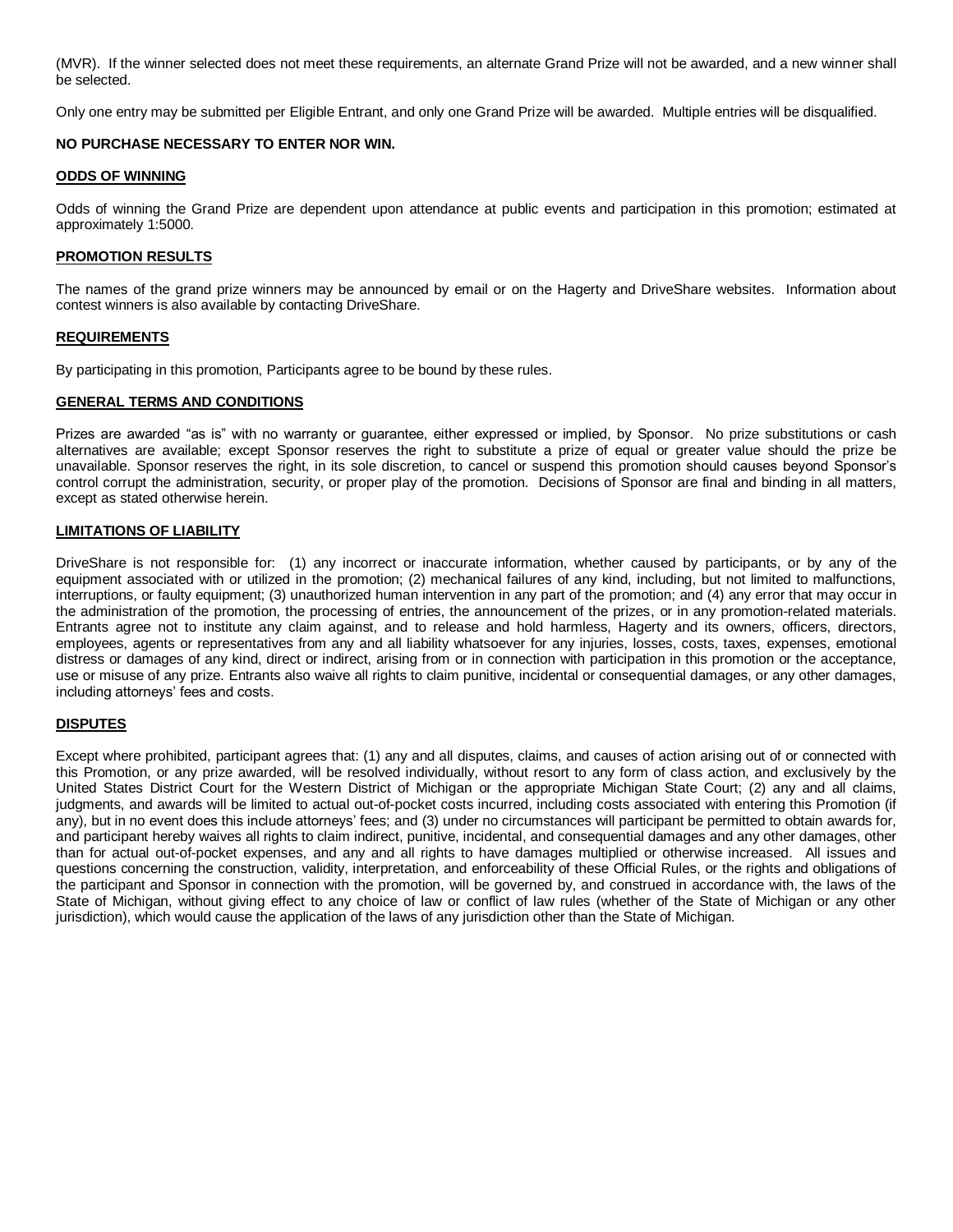(MVR). If the winner selected does not meet these requirements, an alternate Grand Prize will not be awarded, and a new winner shall be selected.

Only one entry may be submitted per Eligible Entrant, and only one Grand Prize will be awarded. Multiple entries will be disqualified.

**NO PURCHASE NECESSARY TO ENTER NOR WIN.**

## ODDS OF WINNING

Odds of winning the Grand Prize are dependent upon attendance at public events and participation in this promotion; estimated at approximately 1:5000.

## PROMOTION RESULTS

The names of the grand prize winners may be announced by email or on the Hagerty and DriveShare websites. Information about contest winners is also available by contacting DriveShare.

## REQUIREMENTS

By participating in this promotion, Participants agree to be bound by these rules.

## GENERAL TERMS AND CONDITIONS

Prizes are awarded "as is" with no warranty or guarantee, either expressed or implied, by Sponsor. No prize substitutions or cash alternatives are available; except Sponsor reserves the right to substitute a prize of equal or greater value should the prize be unavailable. Sponsor reserves the right, in its sole discretion, to cancel or suspend this promotion should causes beyond Sponsor's control corrupt the administration, security, or proper play of the promotion. Decisions of Sponsor are final and binding in all matters, except as stated otherwise herein.

## LIMITATIONS OF LIABILITY

DriveShare is not responsible for: (1) any incorrect or inaccurate information, whether caused by participants, or by any of the equipment associated with or utilized in the promotion; (2) mechanical failures of any kind, including, but not limited to malfunctions, interruptions, or faulty equipment; (3) unauthorized human intervention in any part of the promotion; and (4) any error that may occur in the administration of the promotion, the processing of entries, the announcement of the prizes, or in any promotion-related materials. Entrants agree not to institute any claim against, and to release and hold harmless, Hagerty and its owners, officers, directors, employees, agents or representatives from any and all liability whatsoever for any injuries, losses, costs, taxes, expenses, emotional distress or damages of any kind, direct or indirect, arising from or in connection with participation in this promotion or the acceptance, use or misuse of any prize. Entrants also waive all rights to claim punitive, incidental or consequential damages, or any other damages, including attorneys' fees and costs.

## DISPUTES

Except where prohibited, participant agrees that: (1) any and all disputes, claims, and causes of action arising out of or connected with this Promotion, or any prize awarded, will be resolved individually, without resort to any form of class action, and exclusively by the United States District Court for the Western District of Michigan or the appropriate Michigan State Court; (2) any and all claims, judgments, and awards will be limited to actual out-of-pocket costs incurred, including costs associated with entering this Promotion (if any), but in no event does this include attorneys' fees; and (3) under no circumstances will participant be permitted to obtain awards for, and participant hereby waives all rights to claim indirect, punitive, incidental, and consequential damages and any other damages, other than for actual out-of-pocket expenses, and any and all rights to have damages multiplied or otherwise increased. All issues and questions concerning the construction, validity, interpretation, and enforceability of these Official Rules, or the rights and obligations of the participant and Sponsor in connection with the promotion, will be governed by, and construed in accordance with, the laws of the State of Michigan, without giving effect to any choice of law or conflict of law rules (whether of the State of Michigan or any other jurisdiction), which would cause the application of the laws of any jurisdiction other than the State of Michigan.